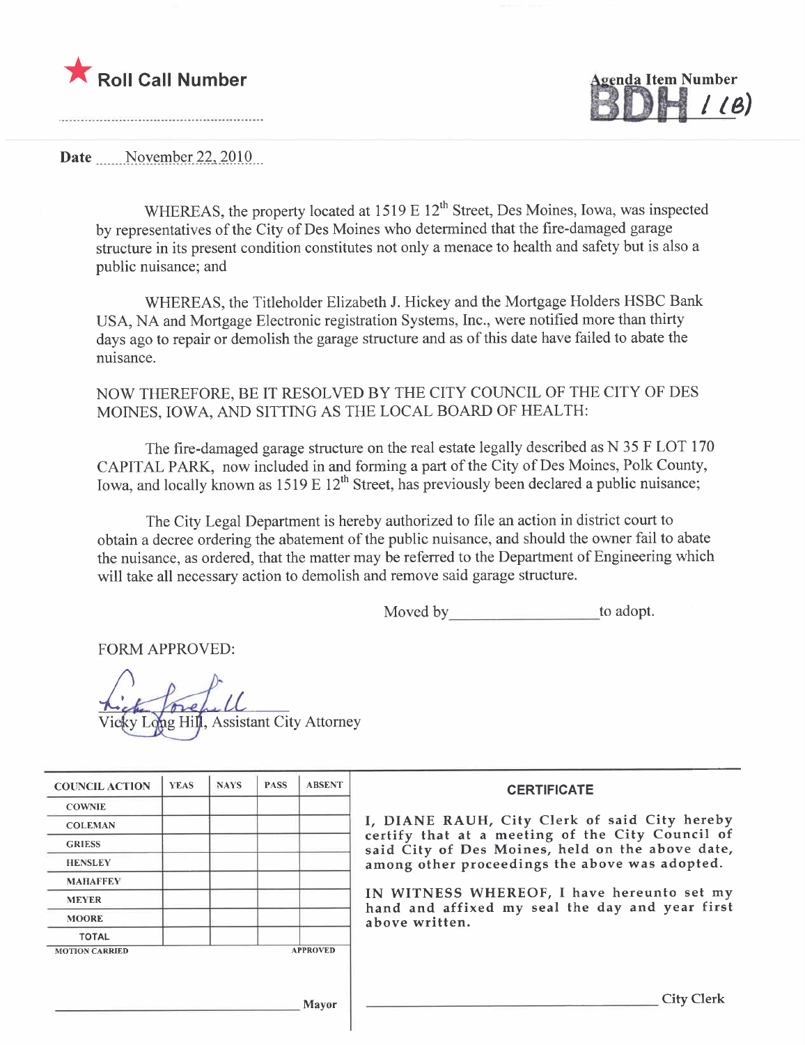★ **Roll Call Number**

**Agenda Item Number**
BDH 1 (B)

**Date** November 22, 2010

WHEREAS, the property located at 1519 E 12th Street, Des Moines, Iowa, was inspected by representatives of the City of Des Moines who determined that the fire-damaged garage structure in its present condition constitutes not only a menace to health and safety but is also a public nuisance; and

WHEREAS, the Titleholder Elizabeth J. Hickey and the Mortgage Holders HSBC Bank USA, NA and Mortgage Electronic registration Systems, Inc., were notified more than thirty days ago to repair or demolish the garage structure and as of this date have failed to abate the nuisance.

NOW THEREFORE, BE IT RESOLVED BY THE CITY COUNCIL OF THE CITY OF DES MOINES, IOWA, AND SITTING AS THE LOCAL BOARD OF HEALTH:

The fire-damaged garage structure on the real estate legally described as N 35 F LOT 170 CAPITAL PARK, now included in and forming a part of the City of Des Moines, Polk County, Iowa, and locally known as 1519 E 12th Street, has previously been declared a public nuisance;

The City Legal Department is hereby authorized to file an action in district court to obtain a decree ordering the abatement of the public nuisance, and should the owner fail to abate the nuisance, as ordered, that the matter may be referred to the Department of Engineering which will take all necessary action to demolish and remove said garage structure.

Moved by __________________ to adopt.

FORM APPROVED:

Vicky Long Hill, Assistant City Attorney

| COUNCIL ACTION | YEAS | NAYS | PASS | ABSENT |
|---|---|---|---|---|
| COWNIE | | | | |
| COLEMAN | | | | |
| GRIESS | | | | |
| HENSLEY | | | | |
| MAHAFFEY | | | | |
| MEYER | | | | |
| MOORE | | | | |
| TOTAL | | | | |
| MOTION CARRIED | | | | APPROVED |

__________________ Mayor

**CERTIFICATE**

I, DIANE RAUH, City Clerk of said City hereby certify that at a meeting of the City Council of said City of Des Moines, held on the above date, among other proceedings the above was adopted.

IN WITNESS WHEREOF, I have hereunto set my hand and affixed my seal the day and year first above written.

__________________ City Clerk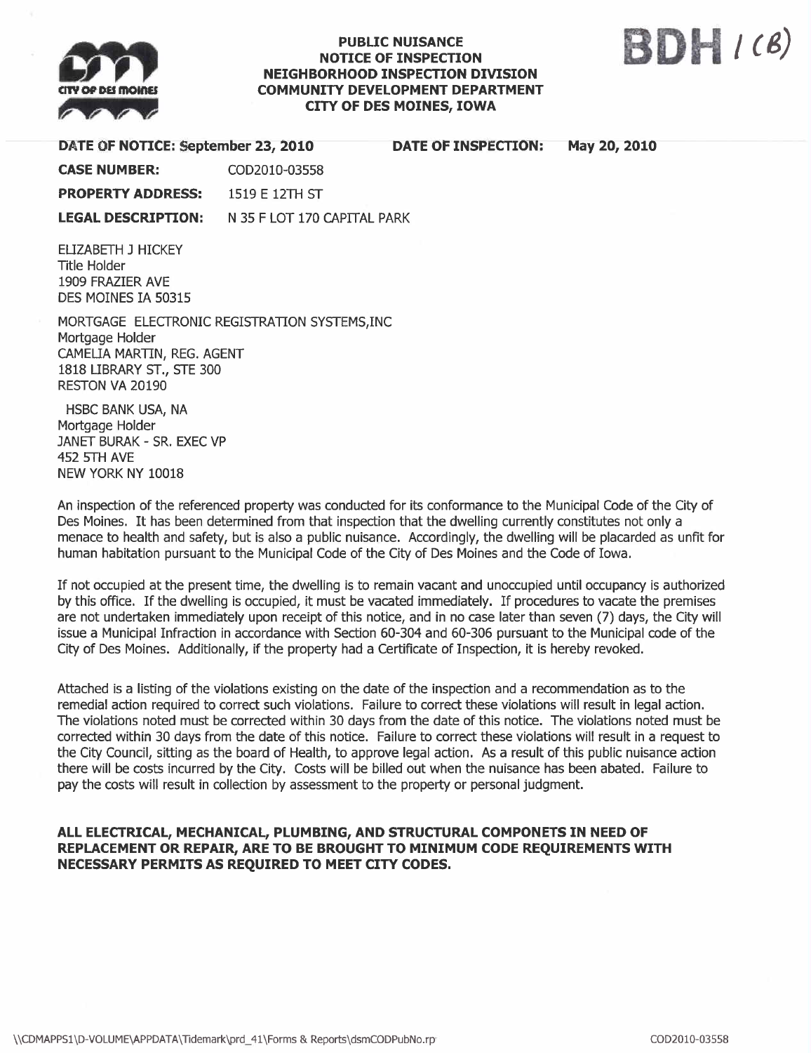**PUBLIC NUISANCE**
**NOTICE OF INSPECTION**
**NEIGHBORHOOD INSPECTION DIVISION**
**COMMUNITY DEVELOPMENT DEPARTMENT**
**CITY OF DES MOINES, IOWA**

BDH 1(B)

**DATE OF NOTICE:** September 23, 2010 **DATE OF INSPECTION:** May 20, 2010

**CASE NUMBER:** COD2010-03558

**PROPERTY ADDRESS:** 1519 E 12TH ST

**LEGAL DESCRIPTION:** N 35 F LOT 170 CAPITAL PARK

ELIZABETH J HICKEY
Title Holder
1909 FRAZIER AVE
DES MOINES IA 50315

MORTGAGE ELECTRONIC REGISTRATION SYSTEMS,INC
Mortgage Holder
CAMELIA MARTIN, REG. AGENT
1818 LIBRARY ST., STE 300
RESTON VA 20190

HSBC BANK USA, NA
Mortgage Holder
JANET BURAK - SR. EXEC VP
452 5TH AVE
NEW YORK NY 10018

An inspection of the referenced property was conducted for its conformance to the Municipal Code of the City of Des Moines. It has been determined from that inspection that the dwelling currently constitutes not only a menace to health and safety, but is also a public nuisance. Accordingly, the dwelling will be placarded as unfit for human habitation pursuant to the Municipal Code of the City of Des Moines and the Code of Iowa.

If not occupied at the present time, the dwelling is to remain vacant and unoccupied until occupancy is authorized by this office. If the dwelling is occupied, it must be vacated immediately. If procedures to vacate the premises are not undertaken immediately upon receipt of this notice, and in no case later than seven (7) days, the City will issue a Municipal Infraction in accordance with Section 60-304 and 60-306 pursuant to the Municipal code of the City of Des Moines. Additionally, if the property had a Certificate of Inspection, it is hereby revoked.

Attached is a listing of the violations existing on the date of the inspection and a recommendation as to the remedial action required to correct such violations. Failure to correct these violations will result in legal action. The violations noted must be corrected within 30 days from the date of this notice. The violations noted must be corrected within 30 days from the date of this notice. Failure to correct these violations will result in a request to the City Council, sitting as the board of Health, to approve legal action. As a result of this public nuisance action there will be costs incurred by the City. Costs will be billed out when the nuisance has been abated. Failure to pay the costs will result in collection by assessment to the property or personal judgment.

**ALL ELECTRICAL, MECHANICAL, PLUMBING, AND STRUCTURAL COMPONETS IN NEED OF REPLACEMENT OR REPAIR, ARE TO BE BROUGHT TO MINIMUM CODE REQUIREMENTS WITH NECESSARY PERMITS AS REQUIRED TO MEET CITY CODES.**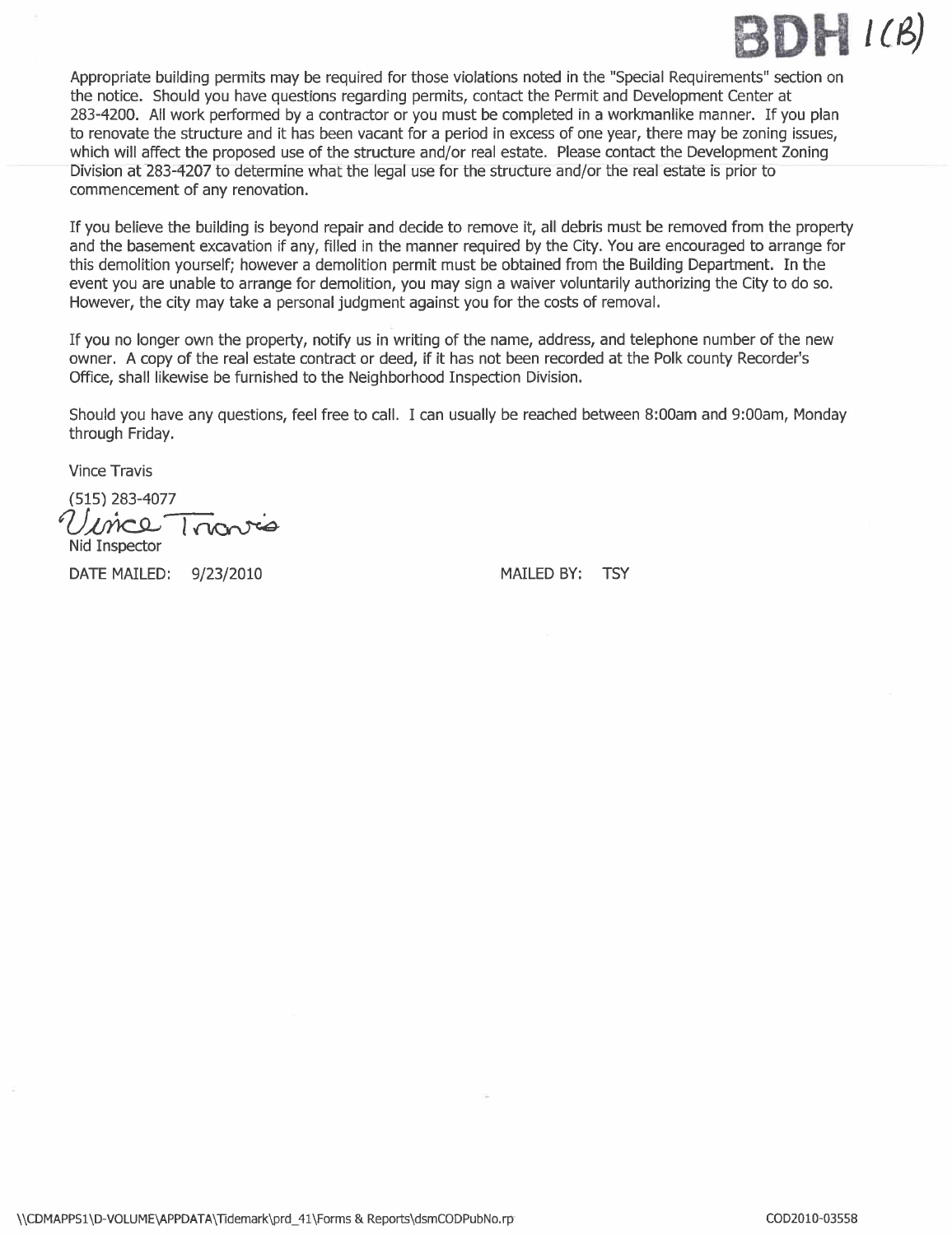BDH 1(B)

Appropriate building permits may be required for those violations noted in the "Special Requirements" section on the notice. Should you have questions regarding permits, contact the Permit and Development Center at 283-4200. All work performed by a contractor or you must be completed in a workmanlike manner. If you plan to renovate the structure and it has been vacant for a period in excess of one year, there may be zoning issues, which will affect the proposed use of the structure and/or real estate. Please contact the Development Zoning Division at 283-4207 to determine what the legal use for the structure and/or the real estate is prior to commencement of any renovation.

If you believe the building is beyond repair and decide to remove it, all debris must be removed from the property and the basement excavation if any, filled in the manner required by the City. You are encouraged to arrange for this demolition yourself; however a demolition permit must be obtained from the Building Department. In the event you are unable to arrange for demolition, you may sign a waiver voluntarily authorizing the City to do so. However, the city may take a personal judgment against you for the costs of removal.

If you no longer own the property, notify us in writing of the name, address, and telephone number of the new owner. A copy of the real estate contract or deed, if it has not been recorded at the Polk county Recorder's Office, shall likewise be furnished to the Neighborhood Inspection Division.

Should you have any questions, feel free to call. I can usually be reached between 8:00am and 9:00am, Monday through Friday.

Vince Travis

(515) 283-4077

Vince Travis

Nid Inspector

DATE MAILED: 9/23/2010 MAILED BY: TSY

\\CDMAPPS1\D-VOLUME\APPDATA\Tidemark\prd_41\Forms & Reports\dsmCODPubNo.rp COD2010-03558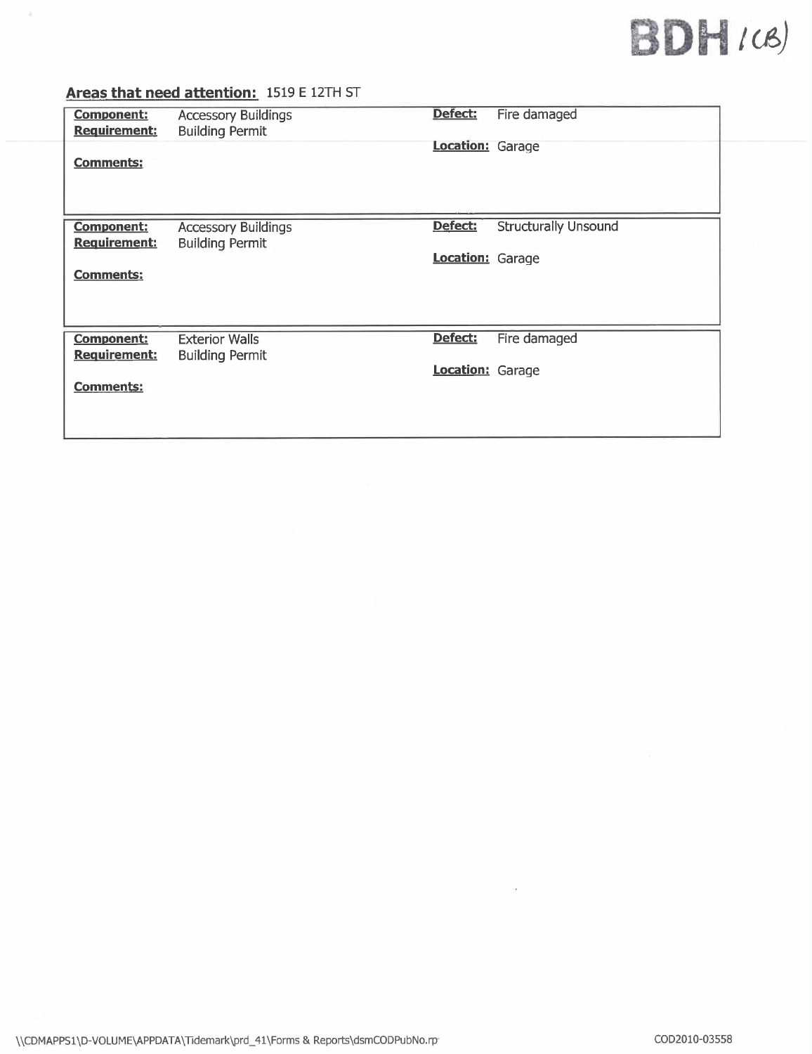BDH I(B)

## Areas that need attention: 1519 E 12TH ST

| | | | |
|---|---|---|---|
| **Component:** | Accessory Buildings | **Defect:** | Fire damaged |
| **Requirement:** | Building Permit | **Location:** | Garage |
| **Comments:** | | | |

| | | | |
|---|---|---|---|
| **Component:** | Accessory Buildings | **Defect:** | Structurally Unsound |
| **Requirement:** | Building Permit | **Location:** | Garage |
| **Comments:** | | | |

| | | | |
|---|---|---|---|
| **Component:** | Exterior Walls | **Defect:** | Fire damaged |
| **Requirement:** | Building Permit | **Location:** | Garage |
| **Comments:** | | | |

\\CDMAPPS1\D-VOLUME\APPDATA\Tidemark\prd_41\Forms & Reports\dsmCODPubNo.rp

COD2010-03558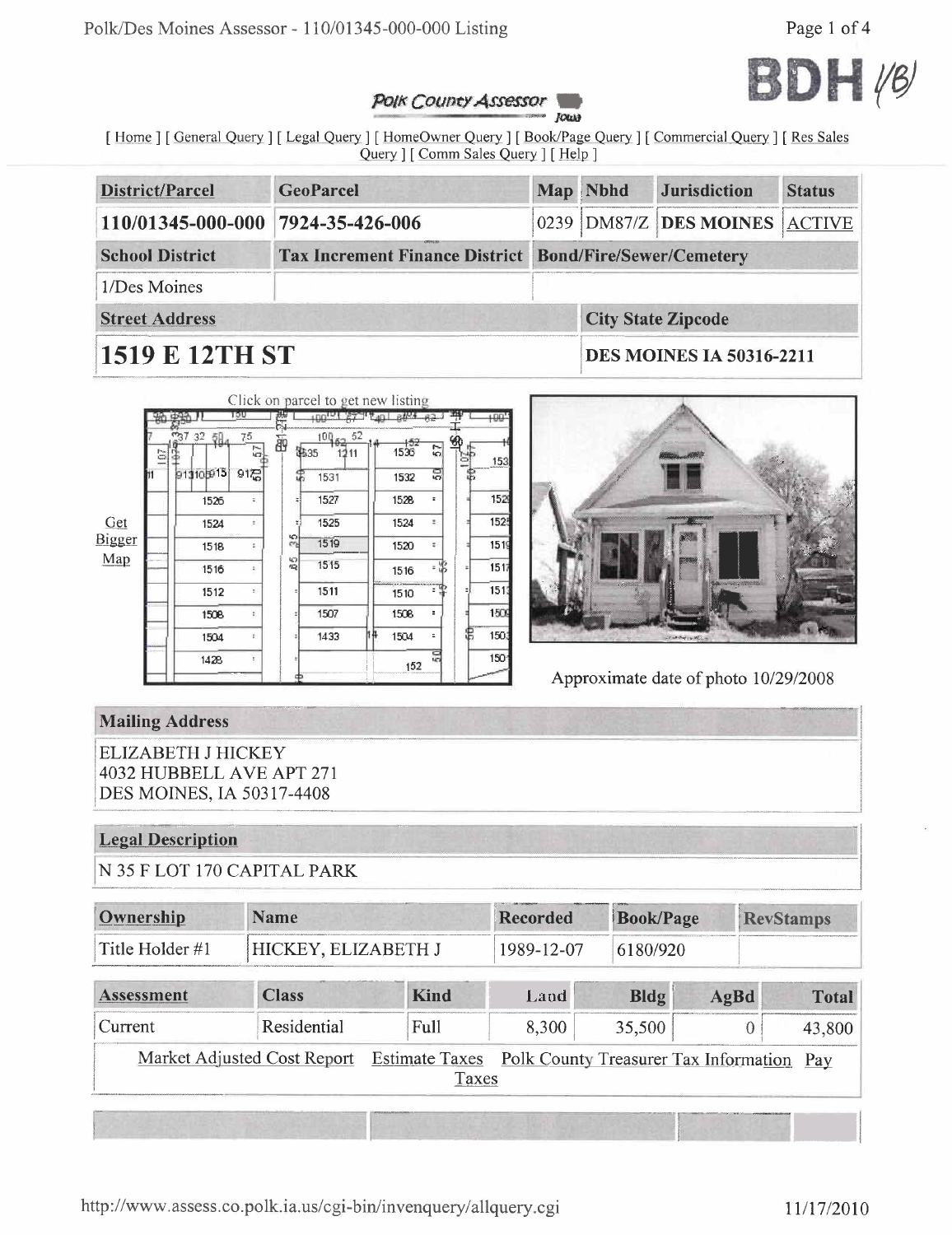BDH 1/8/

*Polk County Assessor* Iowa

[ Home ] [ General Query ] [ Legal Query ] [ HomeOwner Query ] [ Book/Page Query ] [ Commercial Query ] [ Res Sales Query ] [ Comm Sales Query ] [ Help ]

| District/Parcel | GeoParcel | Map | Nbhd | Jurisdiction | Status |
|---|---|---|---|---|---|
| 110/01345-000-000 | 7924-35-426-006 | 0239 | DM87/Z | DES MOINES | ACTIVE |

| School District | Tax Increment Finance District | Bond/Fire/Sewer/Cemetery |
|---|---|---|
| 1/Des Moines | | |

| Street Address | City State Zipcode |
|---|---|
| **1519 E 12TH ST** | **DES MOINES IA 50316-2211** |

Click on parcel to get new listing

Get Bigger Map

Approximate date of photo 10/29/2008

**Mailing Address**

ELIZABETH J HICKEY
4032 HUBBELL AVE APT 271
DES MOINES, IA 50317-4408

**Legal Description**

N 35 F LOT 170 CAPITAL PARK

| Ownership | Name | Recorded | Book/Page | RevStamps |
|---|---|---|---|---|
| Title Holder #1 | HICKEY, ELIZABETH J | 1989-12-07 | 6180/920 | |

| Assessment | Class | Kind | Land | Bldg | AgBd | Total |
|---|---|---|---|---|---|---|
| Current | Residential | Full | 8,300 | 35,500 | 0 | 43,800 |

Market Adjusted Cost Report   Estimate Taxes   Polk County Treasurer Tax Information   Pay Taxes

http://www.assess.co.polk.ia.us/cgi-bin/invenquery/allquery.cgi   11/17/2010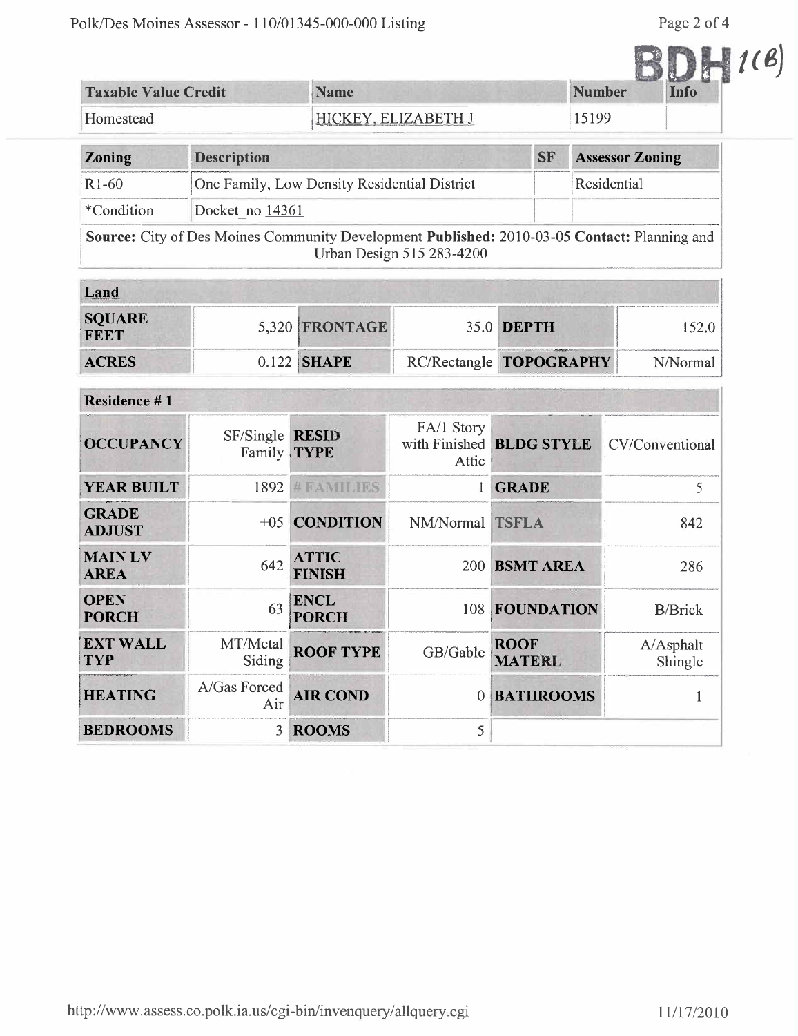BDH 1(B)

| Taxable Value Credit | Name | Number | Info |
|---|---|---|---|
| Homestead | HICKEY, ELIZABETH J | 15199 | |

| Zoning | Description | SF | Assessor Zoning |
|---|---|---|---|
| R1-60 | One Family, Low Density Residential District | | Residential |
| *Condition | Docket_no 14361 | | |

**Source:** City of Des Moines Community Development **Published:** 2010-03-05 **Contact:** Planning and Urban Design 515 283-4200

| Land | | | | | |
|---|---|---|---|---|---|
| **SQUARE FEET** | 5,320 | **FRONTAGE** | 35.0 | **DEPTH** | 152.0 |
| **ACRES** | 0.122 | **SHAPE** | RC/Rectangle | **TOPOGRAPHY** | N/Normal |

| Residence # 1 | | | | | |
|---|---|---|---|---|---|
| **OCCUPANCY** | SF/Single Family | **RESID TYPE** | FA/1 Story with Finished Attic | **BLDG STYLE** | CV/Conventional |
| **YEAR BUILT** | 1892 | **# FAMILIES** | 1 | **GRADE** | 5 |
| **GRADE ADJUST** | +05 | **CONDITION** | NM/Normal | **TSFLA** | 842 |
| **MAIN LV AREA** | 642 | **ATTIC FINISH** | 200 | **BSMT AREA** | 286 |
| **OPEN PORCH** | 63 | **ENCL PORCH** | 108 | **FOUNDATION** | B/Brick |
| **EXT WALL TYP** | MT/Metal Siding | **ROOF TYPE** | GB/Gable | **ROOF MATERL** | A/Asphalt Shingle |
| **HEATING** | A/Gas Forced Air | **AIR COND** | 0 | **BATHROOMS** | 1 |
| **BEDROOMS** | 3 | **ROOMS** | 5 | | |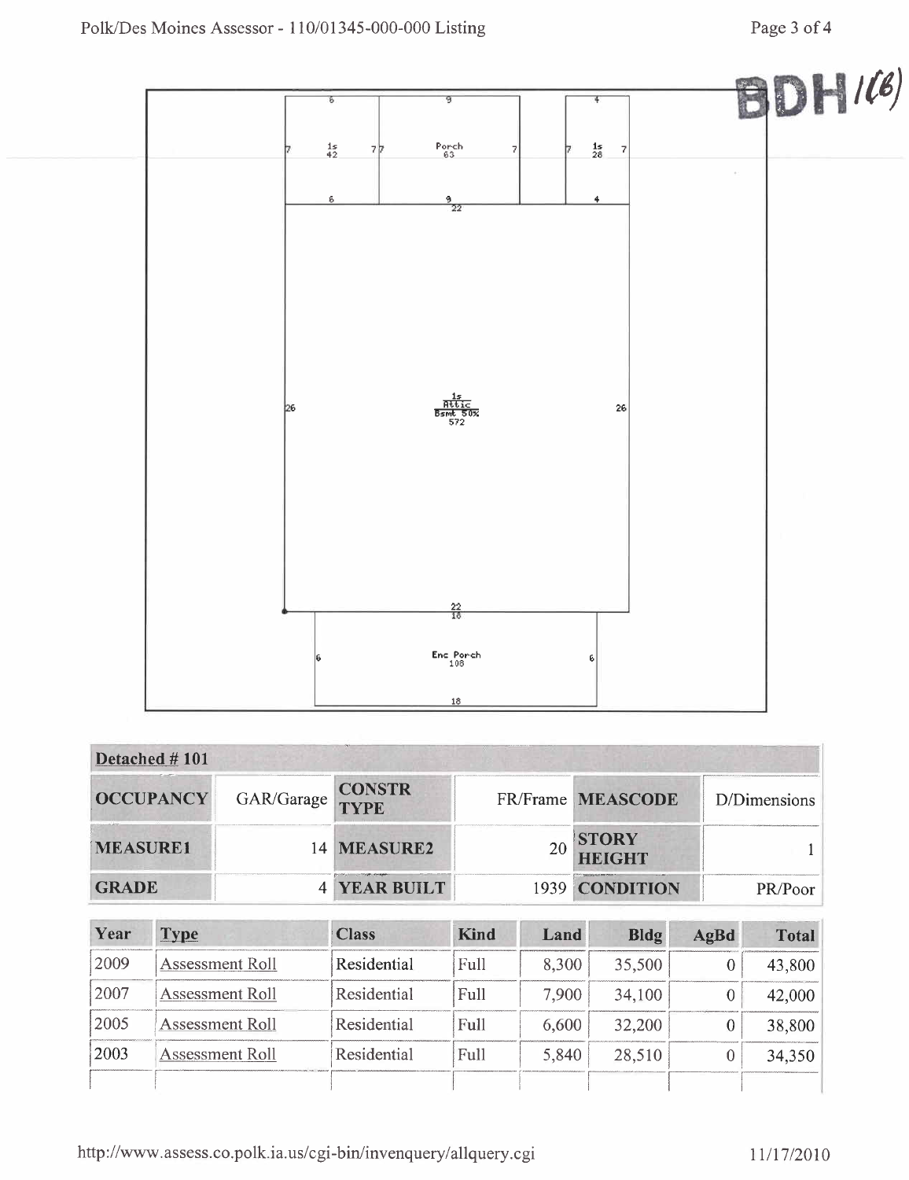BDH 1(6)

| 6 | 9 | 4 |
|---|---|---|
| 1s 42 (7 × 6) | Porch 63 (9 × 7) | 1s 28 (4 × 7) |

1s / Attic / Bsmt 50% — 572 (22 × 26)

Enc Porch — 108 (18 × 6)

| Detached # 101 | | | | | |
|---|---|---|---|---|---|
| **OCCUPANCY** | GAR/Garage | **CONSTR TYPE** | FR/Frame | **MEASCODE** | D/Dimensions |
| **MEASURE1** | 14 | **MEASURE2** | 20 | **STORY HEIGHT** | 1 |
| **GRADE** | 4 | **YEAR BUILT** | 1939 | **CONDITION** | PR/Poor |

| Year | Type | Class | Kind | Land | Bldg | AgBd | Total |
|---|---|---|---|---|---|---|---|
| 2009 | Assessment Roll | Residential | Full | 8,300 | 35,500 | 0 | 43,800 |
| 2007 | Assessment Roll | Residential | Full | 7,900 | 34,100 | 0 | 42,000 |
| 2005 | Assessment Roll | Residential | Full | 6,600 | 32,200 | 0 | 38,800 |
| 2003 | Assessment Roll | Residential | Full | 5,840 | 28,510 | 0 | 34,350 |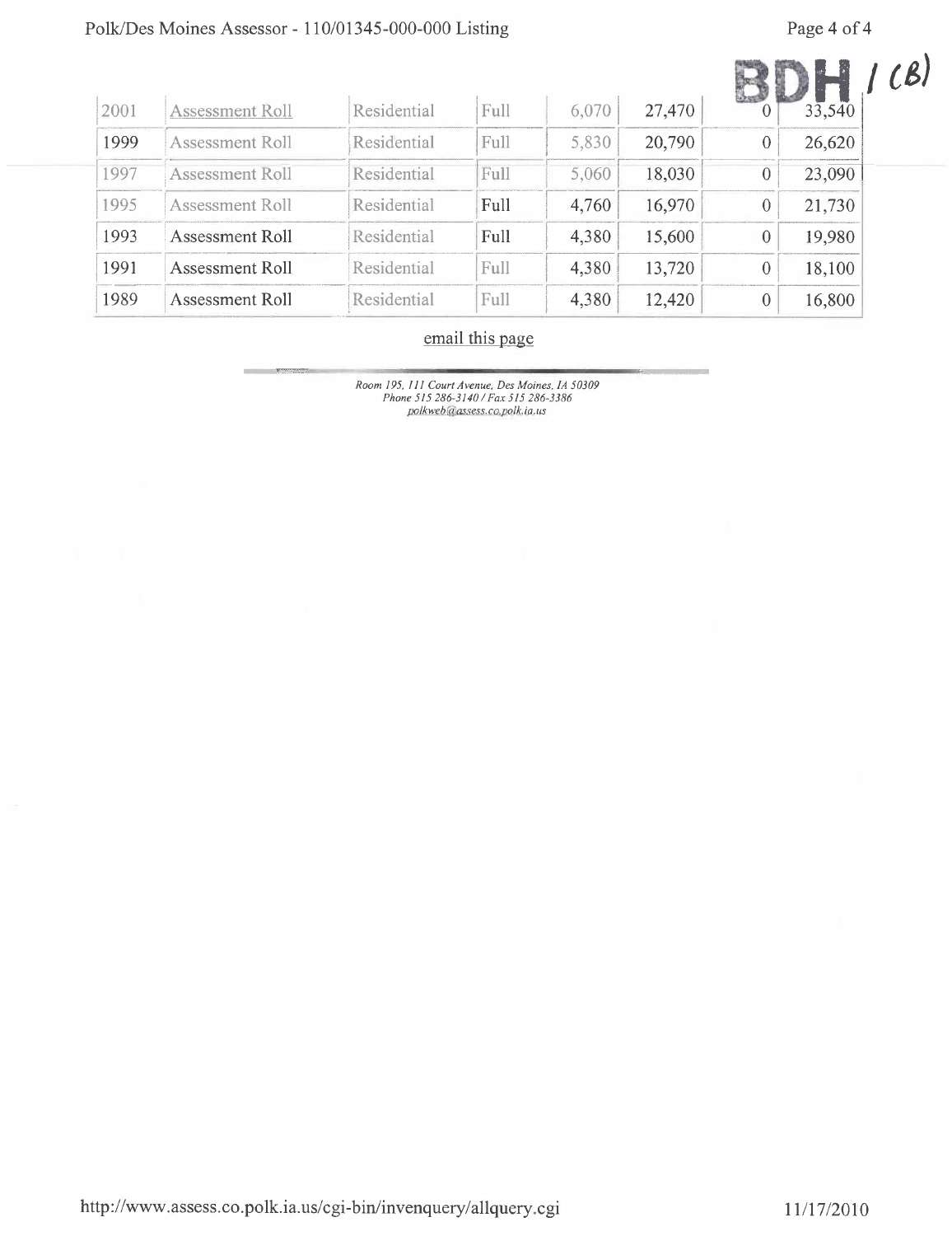BDH 1 (B)

| | | | | | | | |
|---|---|---|---|---|---|---|---|
| 2001 | Assessment Roll | Residential | Full | 6,070 | 27,470 | 0 | 33,540 |
| 1999 | Assessment Roll | Residential | Full | 5,830 | 20,790 | 0 | 26,620 |
| 1997 | Assessment Roll | Residential | Full | 5,060 | 18,030 | 0 | 23,090 |
| 1995 | Assessment Roll | Residential | Full | 4,760 | 16,970 | 0 | 21,730 |
| 1993 | Assessment Roll | Residential | Full | 4,380 | 15,600 | 0 | 19,980 |
| 1991 | Assessment Roll | Residential | Full | 4,380 | 13,720 | 0 | 18,100 |
| 1989 | Assessment Roll | Residential | Full | 4,380 | 12,420 | 0 | 16,800 |

email this page

*Room 195, 111 Court Avenue, Des Moines, IA 50309*
*Phone 515 286-3140 / Fax 515 286-3386*
*polkweb@assess.co.polk.ia.us*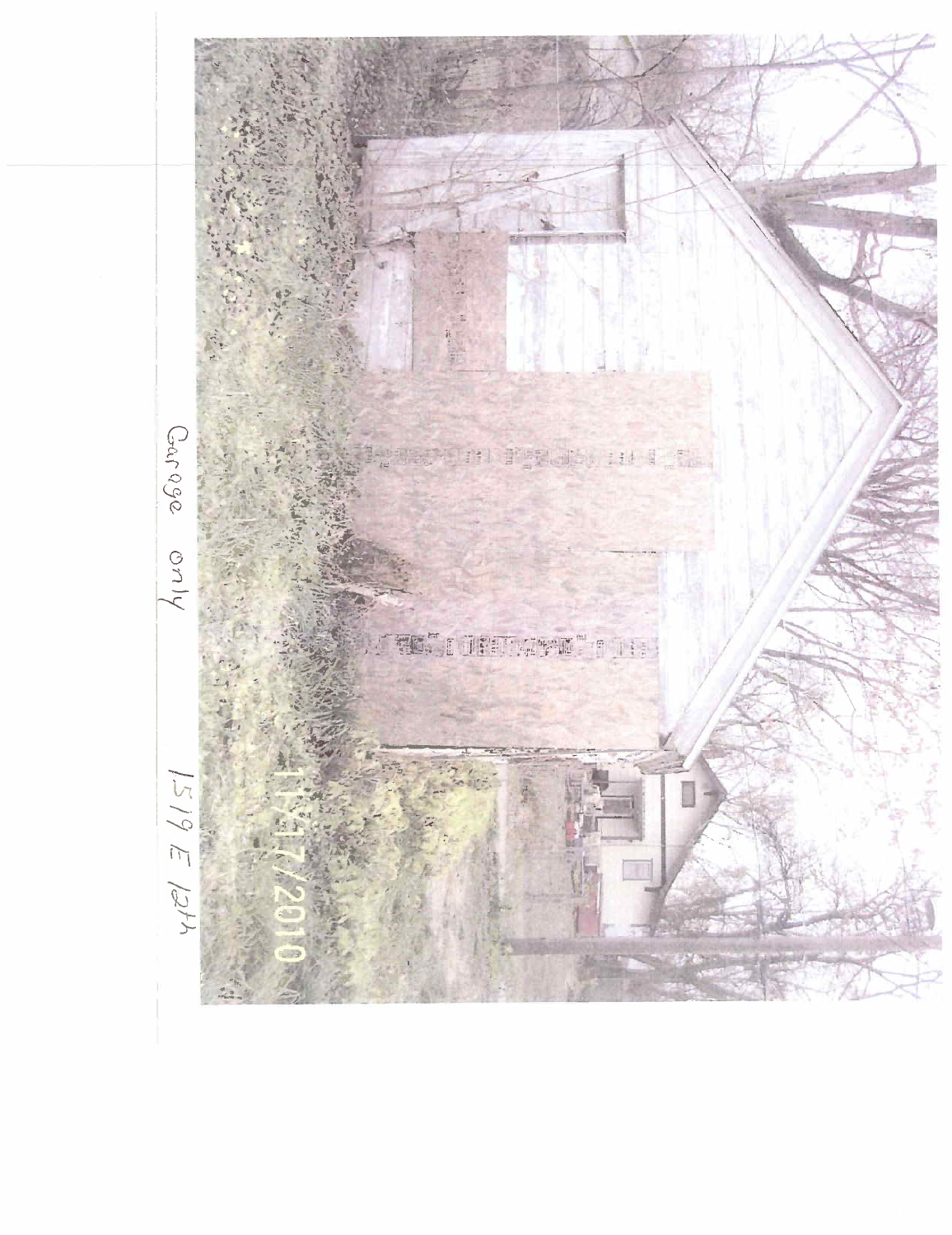Garage only 1519 E 12th

11/17/2010